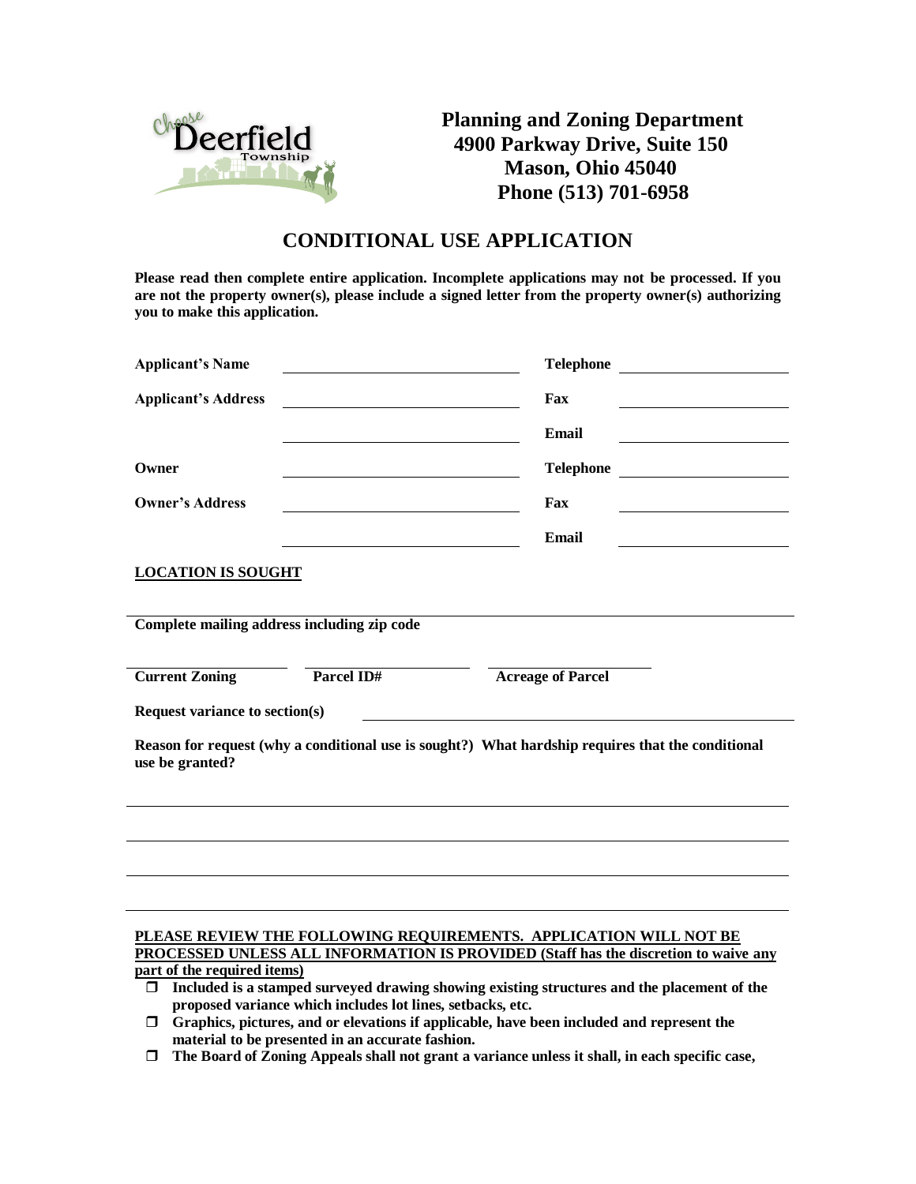**Planning and Zoning Department**
**4900 Parkway Drive, Suite 150**
**Mason, Ohio 45040**
**Phone (513) 701-6958**

# CONDITIONAL USE APPLICATION

**Please read then complete entire application. Incomplete applications may not be processed. If you are not the property owner(s), please include a signed letter from the property owner(s) authorizing you to make this application.**

| | | | |
|---|---|---|---|
| **Applicant's Name** | \_\_\_\_\_\_\_\_\_\_\_\_\_\_\_\_\_\_\_\_ | **Telephone** | \_\_\_\_\_\_\_\_\_\_\_\_\_\_ |
| **Applicant's Address** | \_\_\_\_\_\_\_\_\_\_\_\_\_\_\_\_\_\_\_\_ | **Fax** | \_\_\_\_\_\_\_\_\_\_\_\_\_\_ |
| | \_\_\_\_\_\_\_\_\_\_\_\_\_\_\_\_\_\_\_\_ | **Email** | \_\_\_\_\_\_\_\_\_\_\_\_\_\_ |
| **Owner** | \_\_\_\_\_\_\_\_\_\_\_\_\_\_\_\_\_\_\_\_ | **Telephone** | \_\_\_\_\_\_\_\_\_\_\_\_\_\_ |
| **Owner's Address** | \_\_\_\_\_\_\_\_\_\_\_\_\_\_\_\_\_\_\_\_ | **Fax** | \_\_\_\_\_\_\_\_\_\_\_\_\_\_ |
| | \_\_\_\_\_\_\_\_\_\_\_\_\_\_\_\_\_\_\_\_ | **Email** | \_\_\_\_\_\_\_\_\_\_\_\_\_\_ |

**<u>LOCATION IS SOUGHT</u>**

\_\_\_\_\_\_\_\_\_\_\_\_\_\_\_\_\_\_\_\_\_\_\_\_\_\_\_\_\_\_\_\_\_\_\_\_\_\_\_\_\_\_\_\_\_\_\_\_\_\_\_\_\_\_\_\_\_\_
**Complete mailing address including zip code**

\_\_\_\_\_\_\_\_\_\_\_\_\_\_ \_\_\_\_\_\_\_\_\_\_\_\_\_\_ \_\_\_\_\_\_\_\_\_\_\_\_\_\_
**Current Zoning** **Parcel ID#** **Acreage of Parcel**

**Request variance to section(s)** \_\_\_\_\_\_\_\_\_\_\_\_\_\_\_\_\_\_\_\_\_\_\_\_\_\_\_\_\_\_\_\_\_\_\_\_\_\_\_\_

**Reason for request (why a conditional use is sought?) What hardship requires that the conditional use be granted?**

\_\_\_\_\_\_\_\_\_\_\_\_\_\_\_\_\_\_\_\_\_\_\_\_\_\_\_\_\_\_\_\_\_\_\_\_\_\_\_\_\_\_\_\_\_\_\_\_\_\_\_\_\_\_\_\_\_\_

\_\_\_\_\_\_\_\_\_\_\_\_\_\_\_\_\_\_\_\_\_\_\_\_\_\_\_\_\_\_\_\_\_\_\_\_\_\_\_\_\_\_\_\_\_\_\_\_\_\_\_\_\_\_\_\_\_\_

\_\_\_\_\_\_\_\_\_\_\_\_\_\_\_\_\_\_\_\_\_\_\_\_\_\_\_\_\_\_\_\_\_\_\_\_\_\_\_\_\_\_\_\_\_\_\_\_\_\_\_\_\_\_\_\_\_\_

\_\_\_\_\_\_\_\_\_\_\_\_\_\_\_\_\_\_\_\_\_\_\_\_\_\_\_\_\_\_\_\_\_\_\_\_\_\_\_\_\_\_\_\_\_\_\_\_\_\_\_\_\_\_\_\_\_\_

**<u>PLEASE REVIEW THE FOLLOWING REQUIREMENTS. APPLICATION WILL NOT BE PROCESSED UNLESS ALL INFORMATION IS PROVIDED (Staff has the discretion to waive any part of the required items)</u>**

- ☐ **Included is a stamped surveyed drawing showing existing structures and the placement of the proposed variance which includes lot lines, setbacks, etc.**
- ☐ **Graphics, pictures, and or elevations if applicable, have been included and represent the material to be presented in an accurate fashion.**
- ☐ **The Board of Zoning Appeals shall not grant a variance unless it shall, in each specific case,**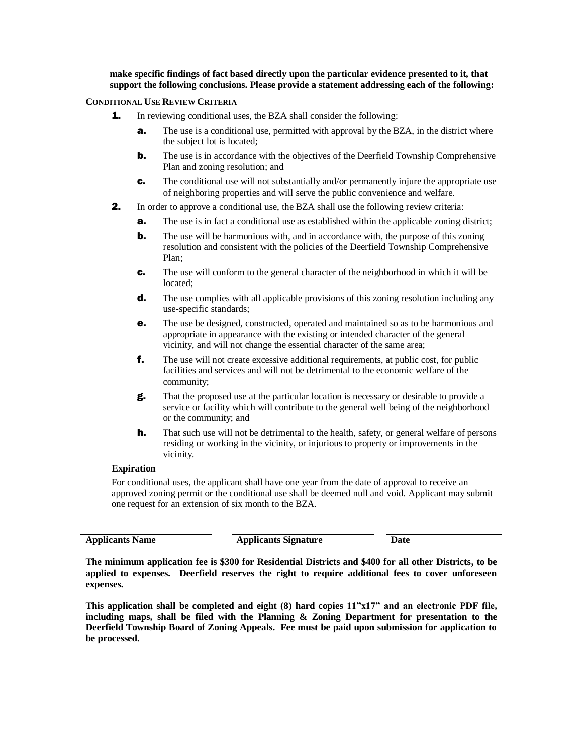**make specific findings of fact based directly upon the particular evidence presented to it, that support the following conclusions. Please provide a statement addressing each of the following:**

**CONDITIONAL USE REVIEW CRITERIA**

1. In reviewing conditional uses, the BZA shall consider the following:
   a. The use is a conditional use, permitted with approval by the BZA, in the district where the subject lot is located;
   b. The use is in accordance with the objectives of the Deerfield Township Comprehensive Plan and zoning resolution; and
   c. The conditional use will not substantially and/or permanently injure the appropriate use of neighboring properties and will serve the public convenience and welfare.
2. In order to approve a conditional use, the BZA shall use the following review criteria:
   a. The use is in fact a conditional use as established within the applicable zoning district;
   b. The use will be harmonious with, and in accordance with, the purpose of this zoning resolution and consistent with the policies of the Deerfield Township Comprehensive Plan;
   c. The use will conform to the general character of the neighborhood in which it will be located;
   d. The use complies with all applicable provisions of this zoning resolution including any use-specific standards;
   e. The use be designed, constructed, operated and maintained so as to be harmonious and appropriate in appearance with the existing or intended character of the general vicinity, and will not change the essential character of the same area;
   f. The use will not create excessive additional requirements, at public cost, for public facilities and services and will not be detrimental to the economic welfare of the community;
   g. That the proposed use at the particular location is necessary or desirable to provide a service or facility which will contribute to the general well being of the neighborhood or the community; and
   h. That such use will not be detrimental to the health, safety, or general welfare of persons residing or working in the vicinity, or injurious to property or improvements in the vicinity.

**Expiration**

For conditional uses, the applicant shall have one year from the date of approval to receive an approved zoning permit or the conditional use shall be deemed null and void. Applicant may submit one request for an extension of six month to the BZA.

| **Applicants Name** | **Applicants Signature** | **Date** |
|---|---|---|

**The minimum application fee is $300 for Residential Districts and $400 for all other Districts, to be applied to expenses. Deerfield reserves the right to require additional fees to cover unforeseen expenses.**

**This application shall be completed and eight (8) hard copies 11"x17" and an electronic PDF file, including maps, shall be filed with the Planning & Zoning Department for presentation to the Deerfield Township Board of Zoning Appeals. Fee must be paid upon submission for application to be processed.**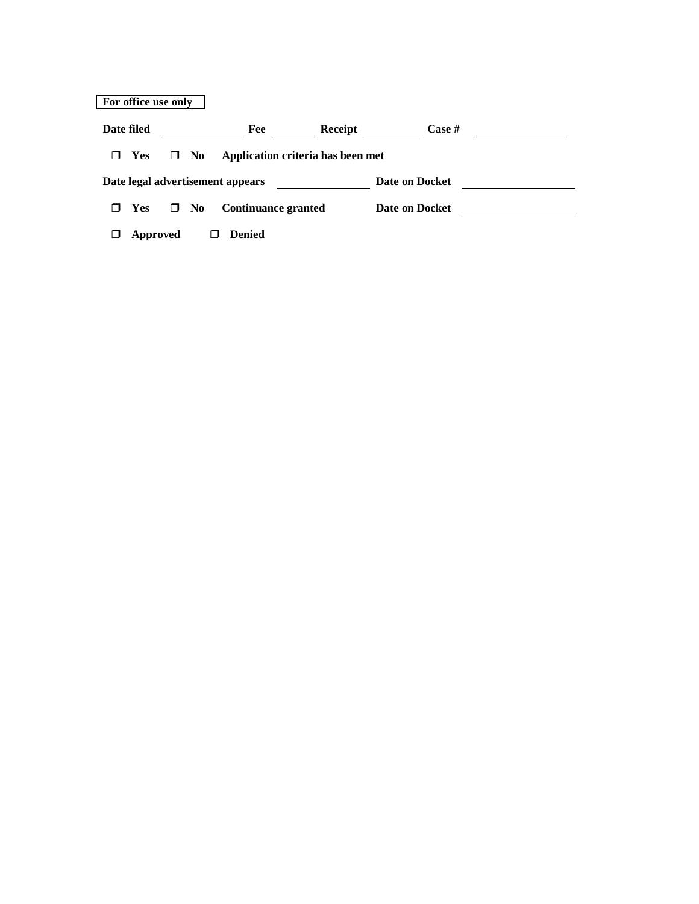**For office use only**

**Date filed** ______________ **Fee** ________ **Receipt** __________ **Case #** ______________

☐ **Yes** ☐ **No** **Application criteria has been met**

**Date legal advertisement appears** ________________ **Date on Docket** ____________________

☐ **Yes** ☐ **No** **Continuance granted** **Date on Docket** ____________________

☐ **Approved** ☐ **Denied**